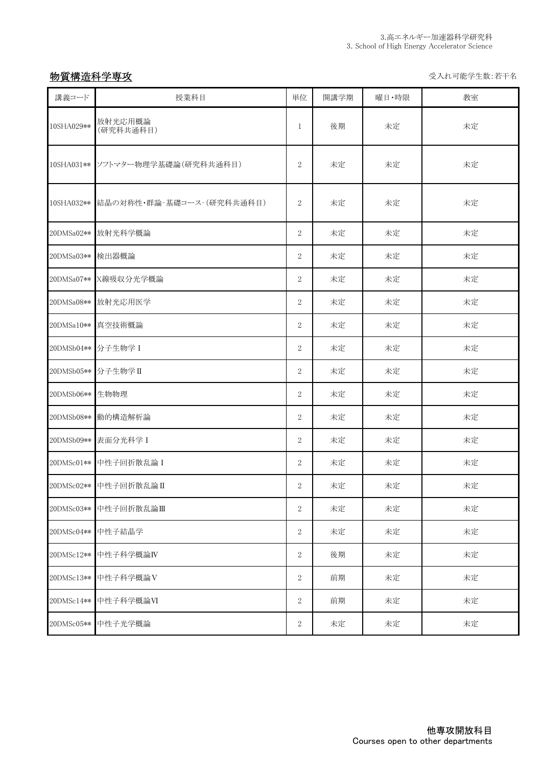3.高エネルギー加速器科学研究科
3. School of High Energy Accelerator Science

## 物質構造科学専攻

受入れ可能学生数:若干名

| 講義コード | 授業科目 | 単位 | 開講学期 | 曜日・時限 | 教室 |
|---|---|---|---|---|---|
| 10SHA029** | 放射光応用概論<br>(研究科共通科目) | 1 | 後期 | 未定 | 未定 |
| 10SHA031** | ソフトマター物理学基礎論(研究科共通科目) | 2 | 未定 | 未定 | 未定 |
| 10SHA032** | 結晶の対称性・群論-基礎コース-(研究科共通科目) | 2 | 未定 | 未定 | 未定 |
| 20DMSa02** | 放射光科学概論 | 2 | 未定 | 未定 | 未定 |
| 20DMSa03** | 検出器概論 | 2 | 未定 | 未定 | 未定 |
| 20DMSa07** | X線吸収分光学概論 | 2 | 未定 | 未定 | 未定 |
| 20DMSa08** | 放射光応用医学 | 2 | 未定 | 未定 | 未定 |
| 20DMSa10** | 真空技術概論 | 2 | 未定 | 未定 | 未定 |
| 20DMSb04** | 分子生物学Ⅰ | 2 | 未定 | 未定 | 未定 |
| 20DMSb05** | 分子生物学Ⅱ | 2 | 未定 | 未定 | 未定 |
| 20DMSb06** | 生物物理 | 2 | 未定 | 未定 | 未定 |
| 20DMSb08** | 動的構造解析論 | 2 | 未定 | 未定 | 未定 |
| 20DMSb09** | 表面分光科学Ⅰ | 2 | 未定 | 未定 | 未定 |
| 20DMSc01** | 中性子回折散乱論Ⅰ | 2 | 未定 | 未定 | 未定 |
| 20DMSc02** | 中性子回折散乱論Ⅱ | 2 | 未定 | 未定 | 未定 |
| 20DMSc03** | 中性子回折散乱論Ⅲ | 2 | 未定 | 未定 | 未定 |
| 20DMSc04** | 中性子結晶学 | 2 | 未定 | 未定 | 未定 |
| 20DMSc12** | 中性子科学概論Ⅳ | 2 | 後期 | 未定 | 未定 |
| 20DMSc13** | 中性子科学概論Ⅴ | 2 | 前期 | 未定 | 未定 |
| 20DMSc14** | 中性子科学概論Ⅵ | 2 | 前期 | 未定 | 未定 |
| 20DMSc05** | 中性子光学概論 | 2 | 未定 | 未定 | 未定 |

**他専攻開放科目**
Courses open to other departments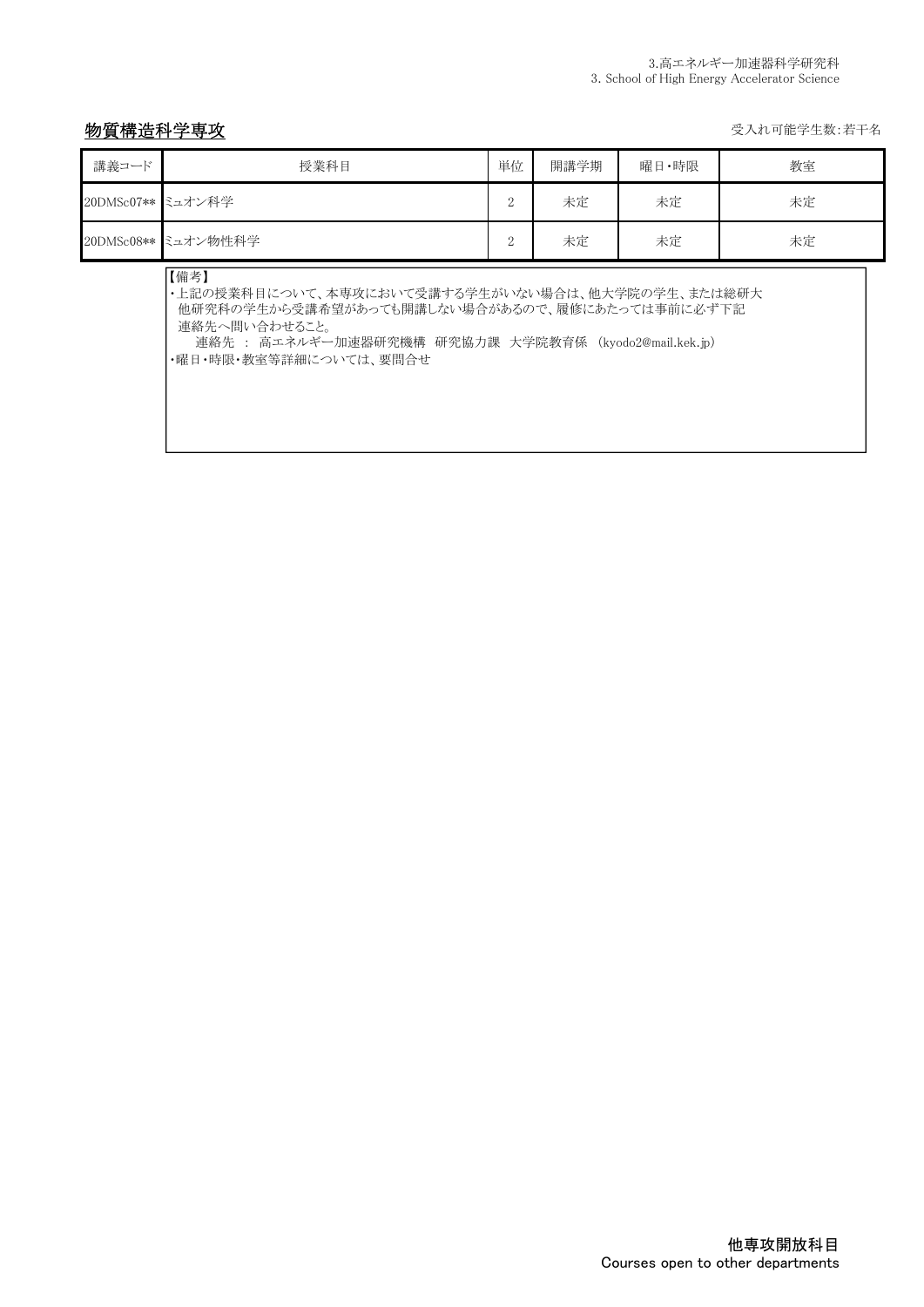3.高エネルギー加速器科学研究科
3. School of High Energy Accelerator Science

## 物質構造科学専攻

受入れ可能学生数:若干名

| 講義コード | 授業科目 | 単位 | 開講学期 | 曜日・時限 | 教室 |
| --- | --- | --- | --- | --- | --- |
| 20DMSc07** | ミュオン科学 | 2 | 未定 | 未定 | 未定 |
| 20DMSc08** | ミュオン物性科学 | 2 | 未定 | 未定 | 未定 |

【備考】
・上記の授業科目について、本専攻において受講する学生がいない場合は、他大学院の学生、または総研大他研究科の学生から受講希望があっても開講しない場合があるので、履修にあたっては事前に必ず下記連絡先へ問い合わせること。
　　連絡先 ： 高エネルギー加速器研究機構　研究協力課　大学院教育係　(kyodo2@mail.kek.jp)
・曜日・時限・教室等詳細については、要問合せ

他専攻開放科目
Courses open to other departments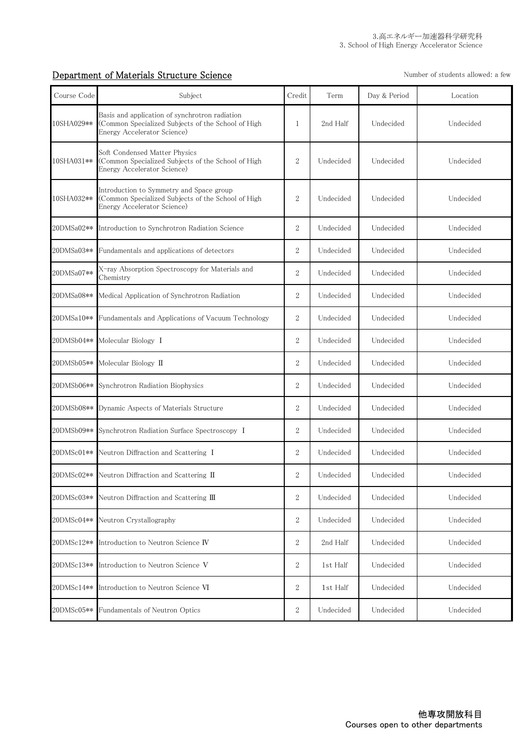3.高エネルギー加速器科学研究科
3. School of High Energy Accelerator Science

## Department of Materials Structure Science

Number of students allowed: a few

| Course Code | Subject | Credit | Term | Day & Period | Location |
|---|---|---|---|---|---|
| 10SHA029** | Basis and application of synchrotron radiation (Common Specialized Subjects of the School of High Energy Accelerator Science) | 1 | 2nd Half | Undecided | Undecided |
| 10SHA031** | Soft Condensed Matter Physics (Common Specialized Subjects of the School of High Energy Accelerator Science) | 2 | Undecided | Undecided | Undecided |
| 10SHA032** | Introduction to Symmetry and Space group (Common Specialized Subjects of the School of High Energy Accelerator Science) | 2 | Undecided | Undecided | Undecided |
| 20DMSa02** | Introduction to Synchrotron Radiation Science | 2 | Undecided | Undecided | Undecided |
| 20DMSa03** | Fundamentals and applications of detectors | 2 | Undecided | Undecided | Undecided |
| 20DMSa07** | X-ray Absorption Spectroscopy for Materials and Chemistry | 2 | Undecided | Undecided | Undecided |
| 20DMSa08** | Medical Application of Synchrotron Radiation | 2 | Undecided | Undecided | Undecided |
| 20DMSa10** | Fundamentals and Applications of Vacuum Technology | 2 | Undecided | Undecided | Undecided |
| 20DMSb04** | Molecular Biology Ⅰ | 2 | Undecided | Undecided | Undecided |
| 20DMSb05** | Molecular Biology Ⅱ | 2 | Undecided | Undecided | Undecided |
| 20DMSb06** | Synchrotron Radiation Biophysics | 2 | Undecided | Undecided | Undecided |
| 20DMSb08** | Dynamic Aspects of Materials Structure | 2 | Undecided | Undecided | Undecided |
| 20DMSb09** | Synchrotron Radiation Surface Spectroscopy Ⅰ | 2 | Undecided | Undecided | Undecided |
| 20DMSc01** | Neutron Diffraction and Scattering Ⅰ | 2 | Undecided | Undecided | Undecided |
| 20DMSc02** | Neutron Diffraction and Scattering Ⅱ | 2 | Undecided | Undecided | Undecided |
| 20DMSc03** | Neutron Diffraction and Scattering Ⅲ | 2 | Undecided | Undecided | Undecided |
| 20DMSc04** | Neutron Crystallography | 2 | Undecided | Undecided | Undecided |
| 20DMSc12** | Introduction to Neutron Science Ⅳ | 2 | 2nd Half | Undecided | Undecided |
| 20DMSc13** | Introduction to Neutron Science Ⅴ | 2 | 1st Half | Undecided | Undecided |
| 20DMSc14** | Introduction to Neutron Science Ⅵ | 2 | 1st Half | Undecided | Undecided |
| 20DMSc05** | Fundamentals of Neutron Optics | 2 | Undecided | Undecided | Undecided |

**他専攻開放科目**
Courses open to other departments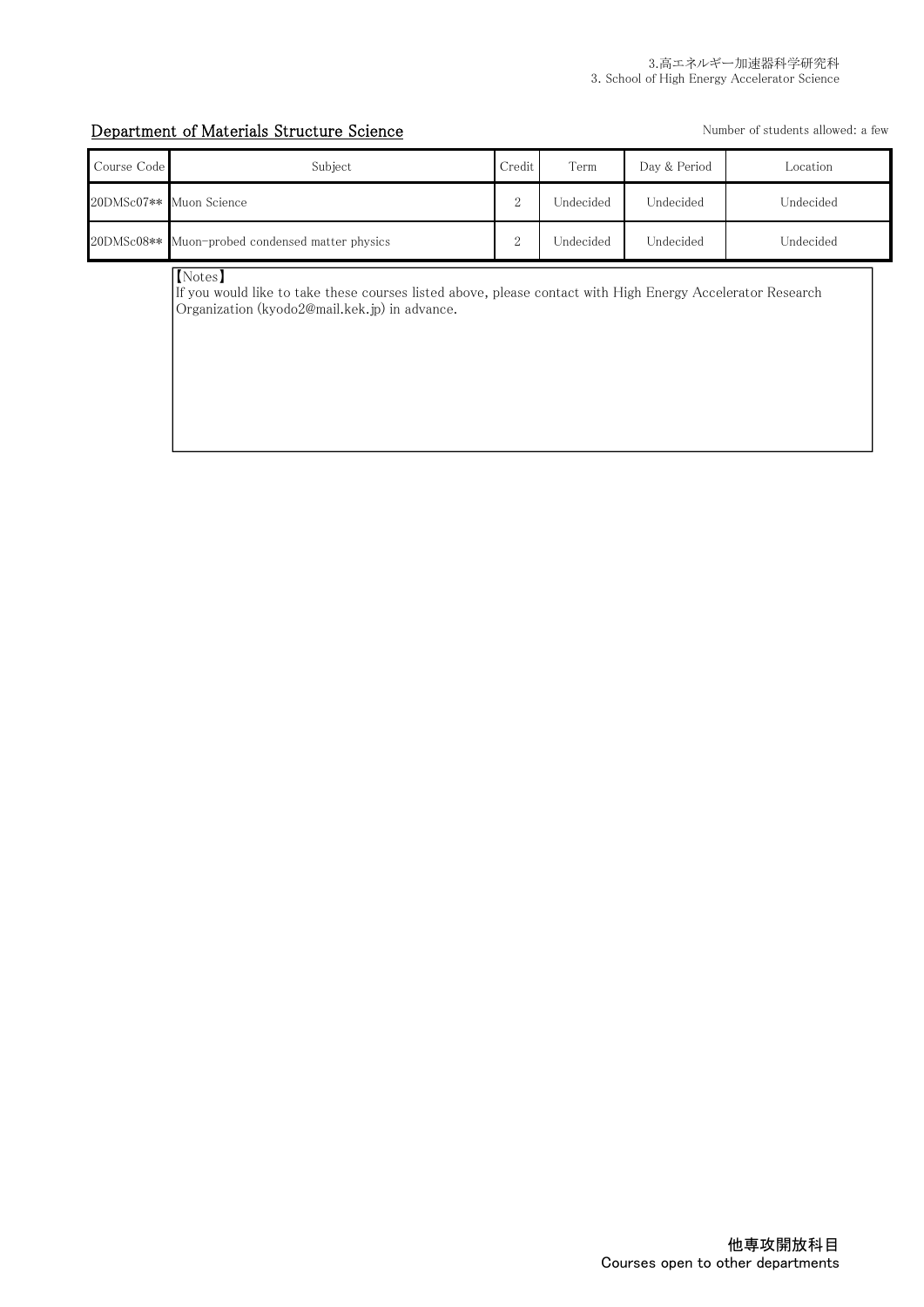## Department of Materials Structure Science

Number of students allowed: a few

| Course Code | Subject | Credit | Term | Day & Period | Location |
| --- | --- | --- | --- | --- | --- |
| 20DMSc07** | Muon Science | 2 | Undecided | Undecided | Undecided |
| 20DMSc08** | Muon-probed condensed matter physics | 2 | Undecided | Undecided | Undecided |

【Notes】
If you would like to take these courses listed above, please contact with High Energy Accelerator Research Organization (kyodo2@mail.kek.jp) in advance.